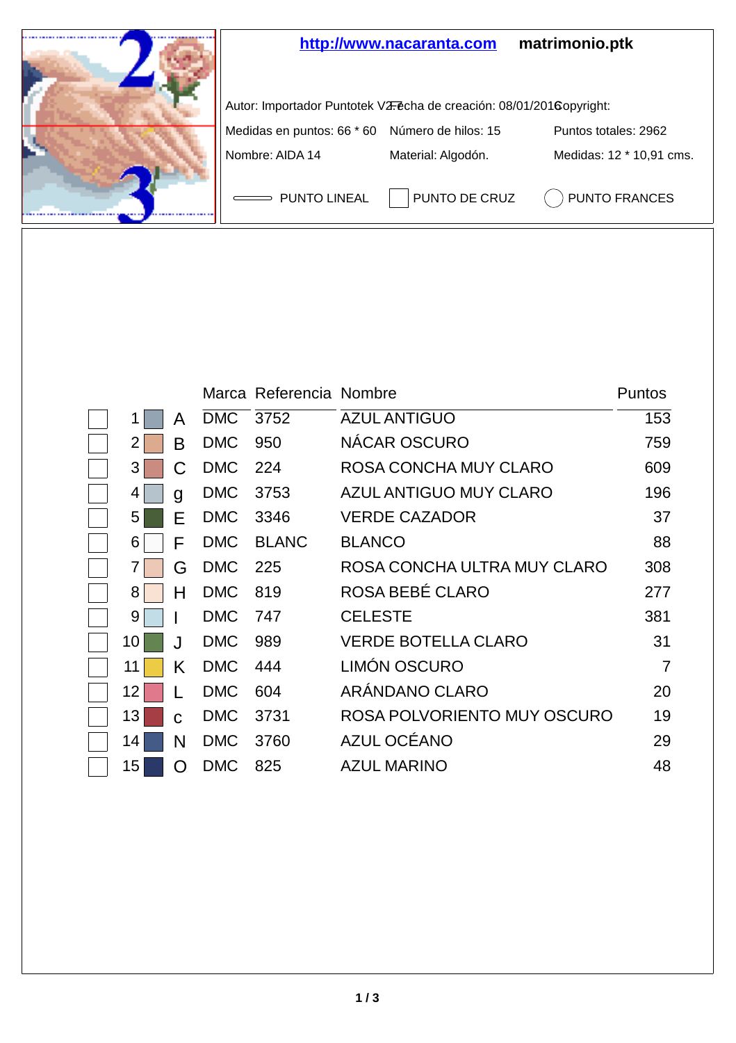**http://www.nacaranta.com** **matrimonio.ptk**

Autor: Importador Puntotek V2.7 Fecha de creación: 08/01/2016 Copyright:

| Medidas en puntos: 66 * 60 | Número de hilos: 15 | Puntos totales: 2962 |
|---|---|---|
| Nombre: AIDA 14 | Material: Algodón. | Medidas: 12 * 10,91 cms. |

PUNTO LINEAL | PUNTO DE CRUZ | PUNTO FRANCES

| | | | Marca | Referencia | Nombre | Puntos |
|---|---|---|---|---|---|---|
| | 1 | A | DMC | 3752 | AZUL ANTIGUO | 153 |
| | 2 | B | DMC | 950 | NÁCAR OSCURO | 759 |
| | 3 | C | DMC | 224 | ROSA CONCHA MUY CLARO | 609 |
| | 4 | g | DMC | 3753 | AZUL ANTIGUO MUY CLARO | 196 |
| | 5 | E | DMC | 3346 | VERDE CAZADOR | 37 |
| | 6 | F | DMC | BLANC | BLANCO | 88 |
| | 7 | G | DMC | 225 | ROSA CONCHA ULTRA MUY CLARO | 308 |
| | 8 | H | DMC | 819 | ROSA BEBÉ CLARO | 277 |
| | 9 | I | DMC | 747 | CELESTE | 381 |
| | 10 | J | DMC | 989 | VERDE BOTELLA CLARO | 31 |
| | 11 | K | DMC | 444 | LIMÓN OSCURO | 7 |
| | 12 | L | DMC | 604 | ARÁNDANO CLARO | 20 |
| | 13 | c | DMC | 3731 | ROSA POLVORIENTO MUY OSCURO | 19 |
| | 14 | N | DMC | 3760 | AZUL OCÉANO | 29 |
| | 15 | O | DMC | 825 | AZUL MARINO | 48 |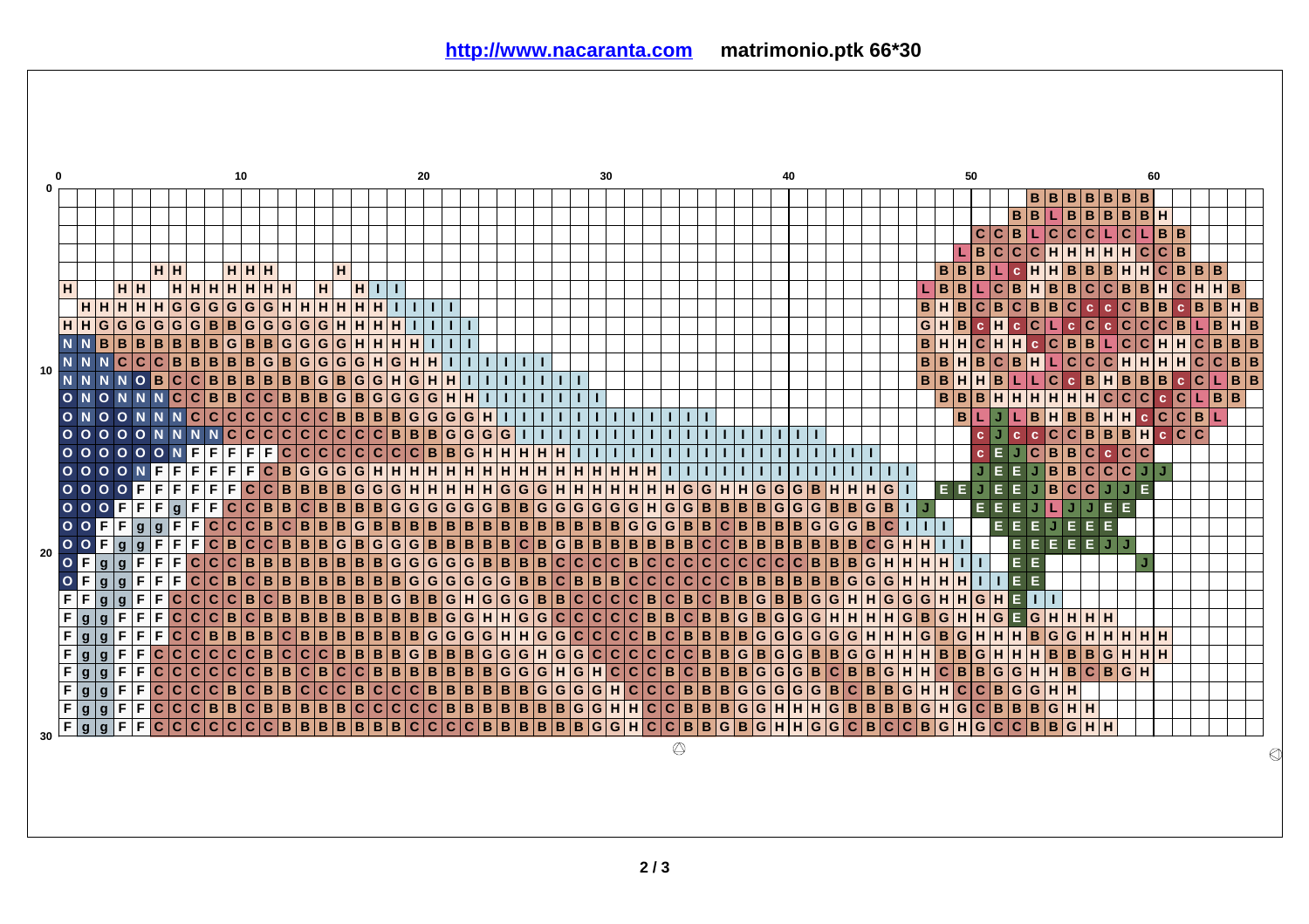http://www.nacaranta.com matrimonio.ptk 66*30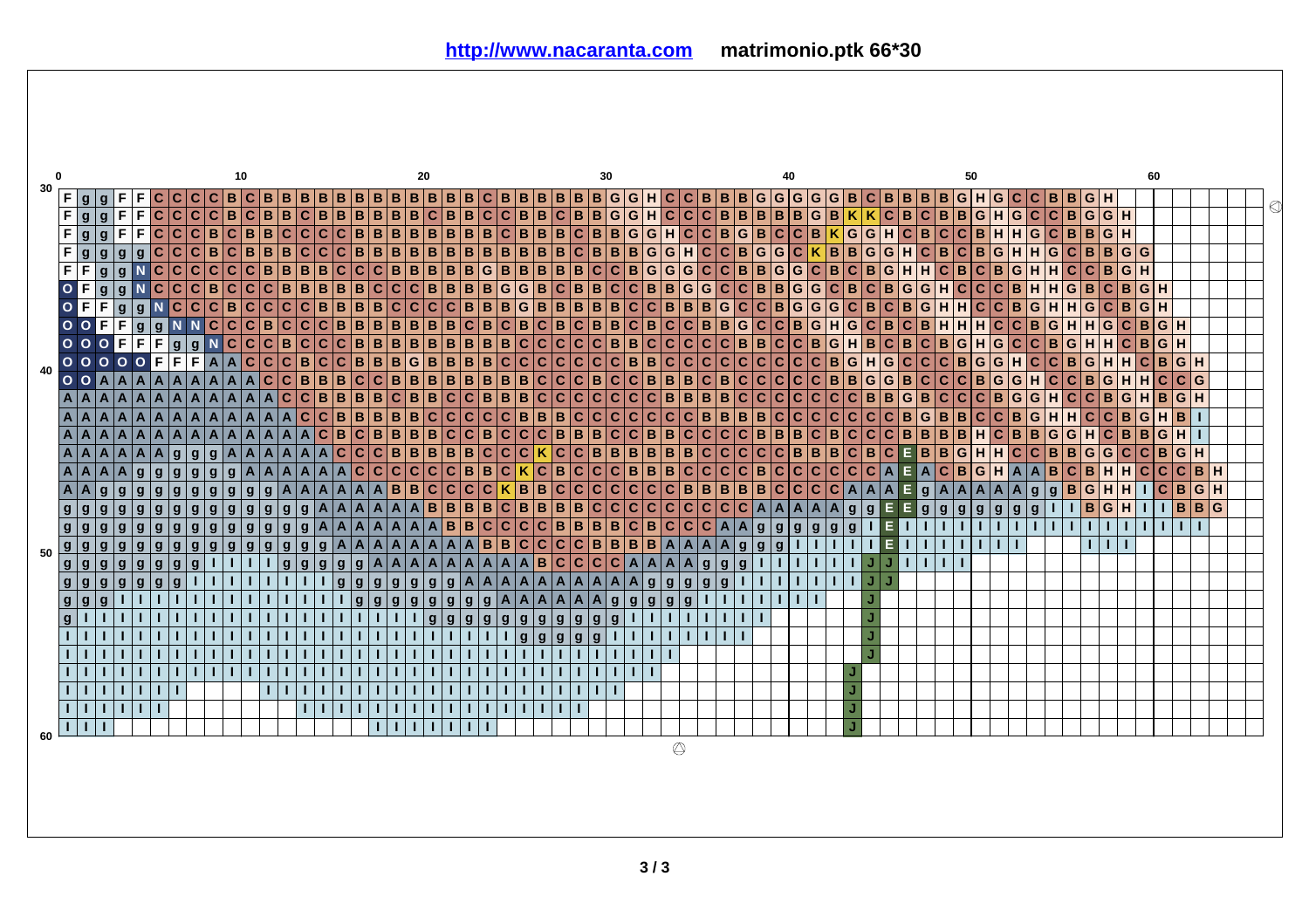http://www.nacaranta.com matrimonio.ptk 66*30

0
10
20
30
40
50
60

30
40
50
60